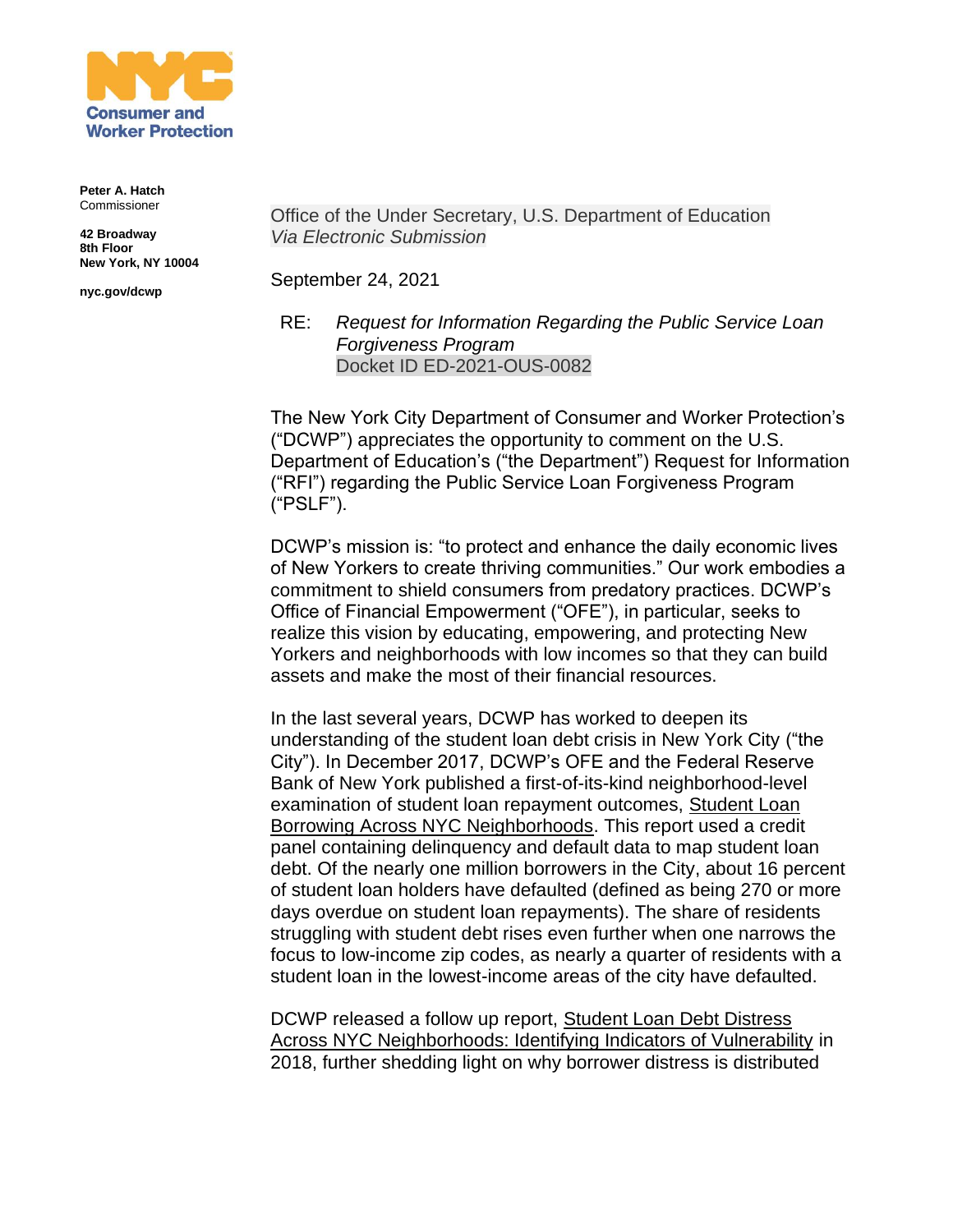**NYC Consumer and Worker Protection**

**Peter A. Hatch**
Commissioner

**42 Broadway**
**8th Floor**
**New York, NY 10004**

**nyc.gov/dcwp**

Office of the Under Secretary, U.S. Department of Education
*Via Electronic Submission*

September 24, 2021

RE: *Request for Information Regarding the Public Service Loan Forgiveness Program*
Docket ID ED-2021-OUS-0082

The New York City Department of Consumer and Worker Protection's ("DCWP") appreciates the opportunity to comment on the U.S. Department of Education's ("the Department") Request for Information ("RFI") regarding the Public Service Loan Forgiveness Program ("PSLF").

DCWP's mission is: "to protect and enhance the daily economic lives of New Yorkers to create thriving communities." Our work embodies a commitment to shield consumers from predatory practices. DCWP's Office of Financial Empowerment ("OFE"), in particular, seeks to realize this vision by educating, empowering, and protecting New Yorkers and neighborhoods with low incomes so that they can build assets and make the most of their financial resources.

In the last several years, DCWP has worked to deepen its understanding of the student loan debt crisis in New York City ("the City"). In December 2017, DCWP's OFE and the Federal Reserve Bank of New York published a first-of-its-kind neighborhood-level examination of student loan repayment outcomes, Student Loan Borrowing Across NYC Neighborhoods. This report used a credit panel containing delinquency and default data to map student loan debt. Of the nearly one million borrowers in the City, about 16 percent of student loan holders have defaulted (defined as being 270 or more days overdue on student loan repayments). The share of residents struggling with student debt rises even further when one narrows the focus to low-income zip codes, as nearly a quarter of residents with a student loan in the lowest-income areas of the city have defaulted.

DCWP released a follow up report, Student Loan Debt Distress Across NYC Neighborhoods: Identifying Indicators of Vulnerability in 2018, further shedding light on why borrower distress is distributed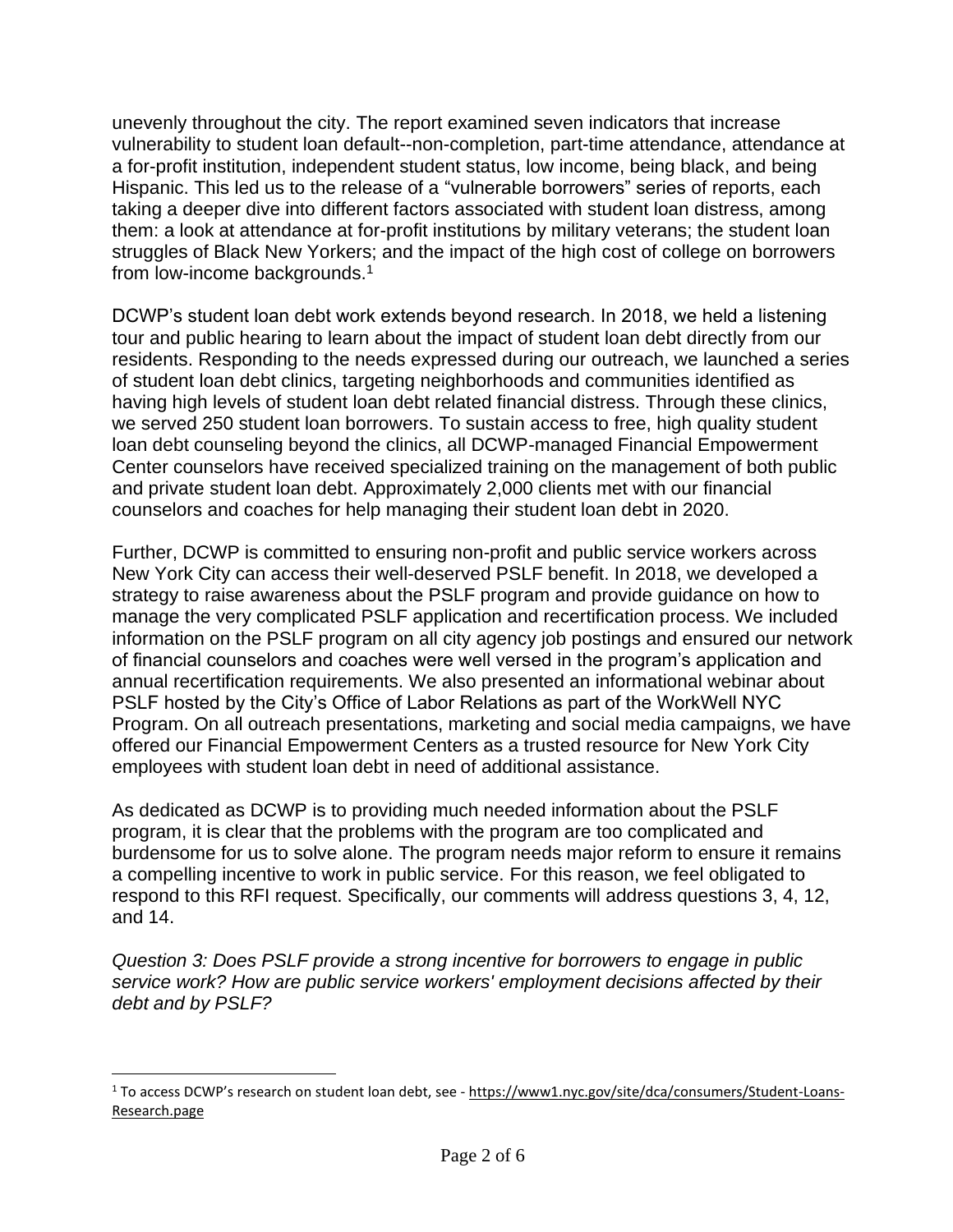unevenly throughout the city. The report examined seven indicators that increase vulnerability to student loan default--non-completion, part-time attendance, attendance at a for-profit institution, independent student status, low income, being black, and being Hispanic. This led us to the release of a "vulnerable borrowers" series of reports, each taking a deeper dive into different factors associated with student loan distress, among them: a look at attendance at for-profit institutions by military veterans; the student loan struggles of Black New Yorkers; and the impact of the high cost of college on borrowers from low-income backgrounds.[1]

DCWP's student loan debt work extends beyond research. In 2018, we held a listening tour and public hearing to learn about the impact of student loan debt directly from our residents. Responding to the needs expressed during our outreach, we launched a series of student loan debt clinics, targeting neighborhoods and communities identified as having high levels of student loan debt related financial distress. Through these clinics, we served 250 student loan borrowers. To sustain access to free, high quality student loan debt counseling beyond the clinics, all DCWP-managed Financial Empowerment Center counselors have received specialized training on the management of both public and private student loan debt. Approximately 2,000 clients met with our financial counselors and coaches for help managing their student loan debt in 2020.

Further, DCWP is committed to ensuring non-profit and public service workers across New York City can access their well-deserved PSLF benefit. In 2018, we developed a strategy to raise awareness about the PSLF program and provide guidance on how to manage the very complicated PSLF application and recertification process. We included information on the PSLF program on all city agency job postings and ensured our network of financial counselors and coaches were well versed in the program's application and annual recertification requirements. We also presented an informational webinar about PSLF hosted by the City's Office of Labor Relations as part of the WorkWell NYC Program. On all outreach presentations, marketing and social media campaigns, we have offered our Financial Empowerment Centers as a trusted resource for New York City employees with student loan debt in need of additional assistance.

As dedicated as DCWP is to providing much needed information about the PSLF program, it is clear that the problems with the program are too complicated and burdensome for us to solve alone. The program needs major reform to ensure it remains a compelling incentive to work in public service. For this reason, we feel obligated to respond to this RFI request. Specifically, our comments will address questions 3, 4, 12, and 14.

*Question 3: Does PSLF provide a strong incentive for borrowers to engage in public service work? How are public service workers' employment decisions affected by their debt and by PSLF?*

[1] To access DCWP's research on student loan debt, see - https://www1.nyc.gov/site/dca/consumers/Student-Loans-Research.page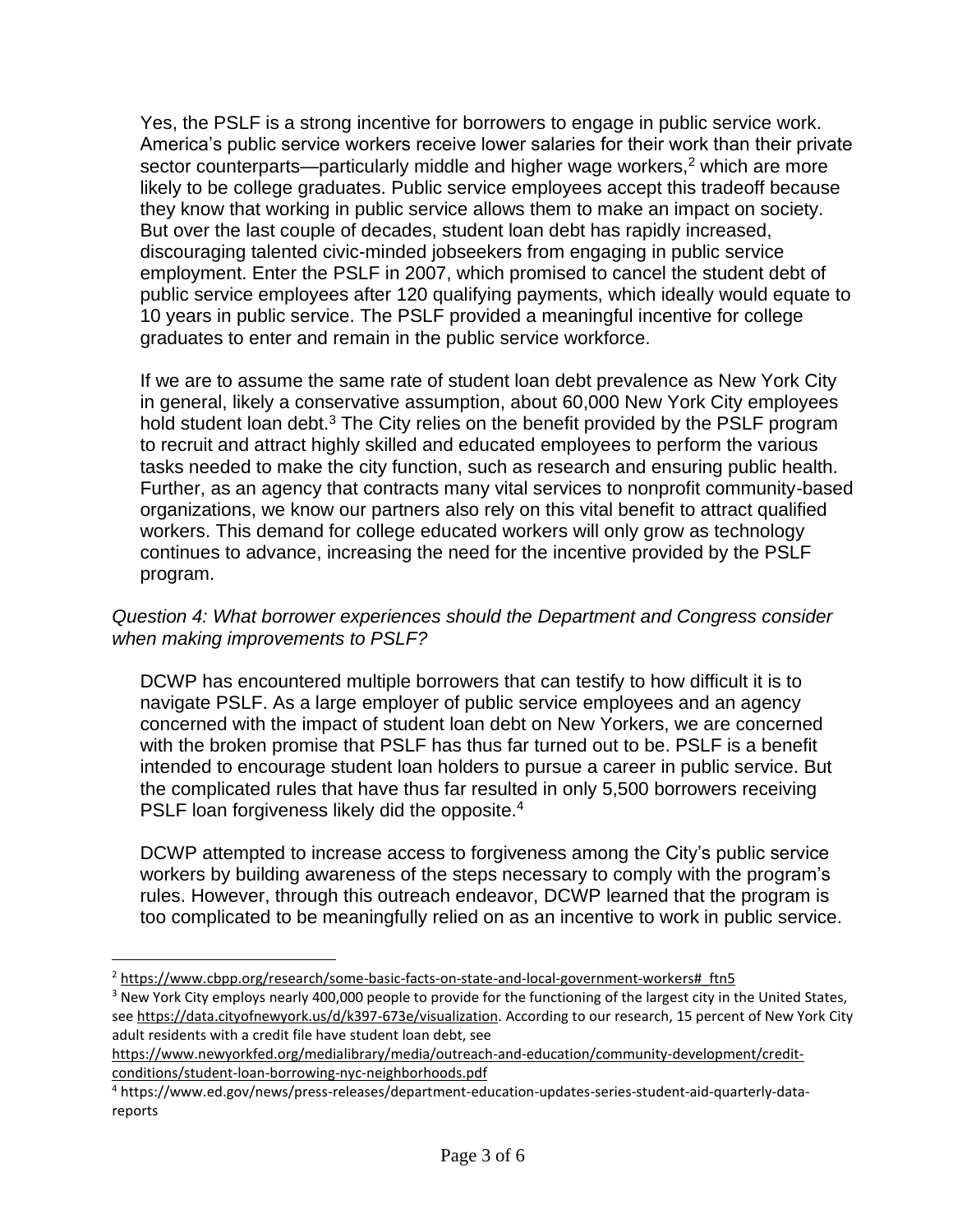Yes, the PSLF is a strong incentive for borrowers to engage in public service work. America's public service workers receive lower salaries for their work than their private sector counterparts—particularly middle and higher wage workers,[2] which are more likely to be college graduates. Public service employees accept this tradeoff because they know that working in public service allows them to make an impact on society. But over the last couple of decades, student loan debt has rapidly increased, discouraging talented civic-minded jobseekers from engaging in public service employment. Enter the PSLF in 2007, which promised to cancel the student debt of public service employees after 120 qualifying payments, which ideally would equate to 10 years in public service. The PSLF provided a meaningful incentive for college graduates to enter and remain in the public service workforce.

If we are to assume the same rate of student loan debt prevalence as New York City in general, likely a conservative assumption, about 60,000 New York City employees hold student loan debt.[3] The City relies on the benefit provided by the PSLF program to recruit and attract highly skilled and educated employees to perform the various tasks needed to make the city function, such as research and ensuring public health. Further, as an agency that contracts many vital services to nonprofit community-based organizations, we know our partners also rely on this vital benefit to attract qualified workers. This demand for college educated workers will only grow as technology continues to advance, increasing the need for the incentive provided by the PSLF program.

*Question 4: What borrower experiences should the Department and Congress consider when making improvements to PSLF?*

DCWP has encountered multiple borrowers that can testify to how difficult it is to navigate PSLF. As a large employer of public service employees and an agency concerned with the impact of student loan debt on New Yorkers, we are concerned with the broken promise that PSLF has thus far turned out to be. PSLF is a benefit intended to encourage student loan holders to pursue a career in public service. But the complicated rules that have thus far resulted in only 5,500 borrowers receiving PSLF loan forgiveness likely did the opposite.[4]

DCWP attempted to increase access to forgiveness among the City's public service workers by building awareness of the steps necessary to comply with the program's rules. However, through this outreach endeavor, DCWP learned that the program is too complicated to be meaningfully relied on as an incentive to work in public service.

---

[2] https://www.cbpp.org/research/some-basic-facts-on-state-and-local-government-workers#_ftn5

[3] New York City employs nearly 400,000 people to provide for the functioning of the largest city in the United States, see https://data.cityofnewyork.us/d/k397-673e/visualization. According to our research, 15 percent of New York City adult residents with a credit file have student loan debt, see https://www.newyorkfed.org/medialibrary/media/outreach-and-education/community-development/credit-conditions/student-loan-borrowing-nyc-neighborhoods.pdf

[4] https://www.ed.gov/news/press-releases/department-education-updates-series-student-aid-quarterly-data-reports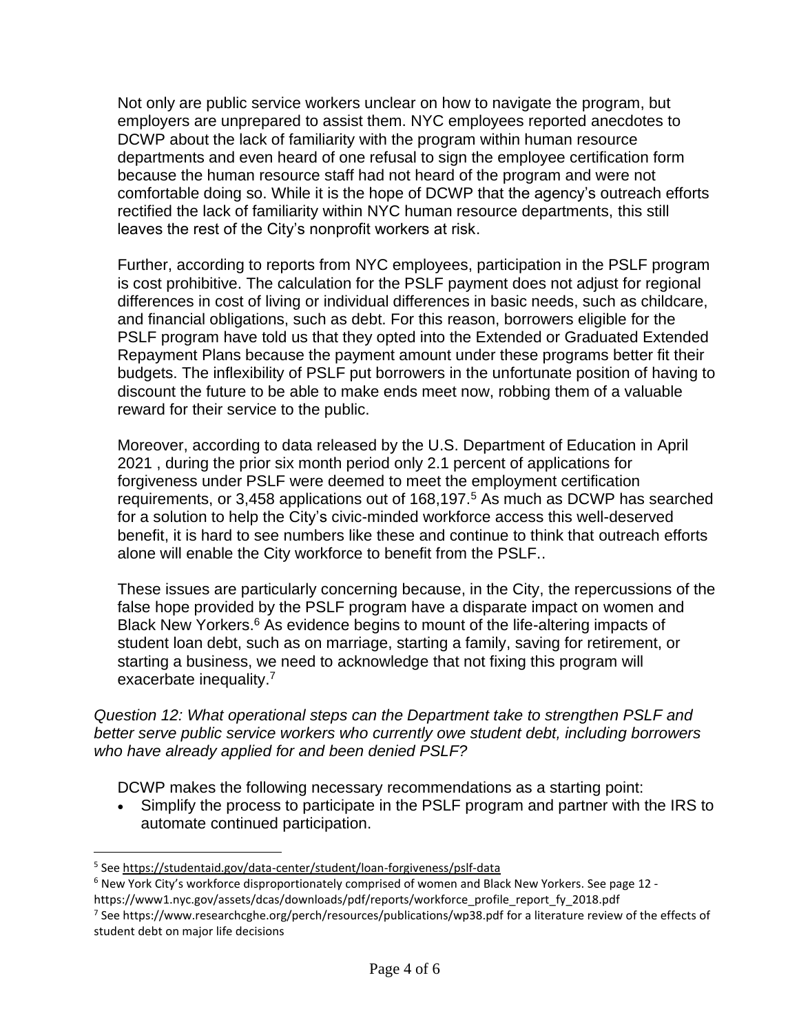Not only are public service workers unclear on how to navigate the program, but employers are unprepared to assist them. NYC employees reported anecdotes to DCWP about the lack of familiarity with the program within human resource departments and even heard of one refusal to sign the employee certification form because the human resource staff had not heard of the program and were not comfortable doing so. While it is the hope of DCWP that the agency's outreach efforts rectified the lack of familiarity within NYC human resource departments, this still leaves the rest of the City's nonprofit workers at risk.

Further, according to reports from NYC employees, participation in the PSLF program is cost prohibitive. The calculation for the PSLF payment does not adjust for regional differences in cost of living or individual differences in basic needs, such as childcare, and financial obligations, such as debt. For this reason, borrowers eligible for the PSLF program have told us that they opted into the Extended or Graduated Extended Repayment Plans because the payment amount under these programs better fit their budgets. The inflexibility of PSLF put borrowers in the unfortunate position of having to discount the future to be able to make ends meet now, robbing them of a valuable reward for their service to the public.

Moreover, according to data released by the U.S. Department of Education in April 2021 , during the prior six month period only 2.1 percent of applications for forgiveness under PSLF were deemed to meet the employment certification requirements, or 3,458 applications out of 168,197.[5] As much as DCWP has searched for a solution to help the City's civic-minded workforce access this well-deserved benefit, it is hard to see numbers like these and continue to think that outreach efforts alone will enable the City workforce to benefit from the PSLF..

These issues are particularly concerning because, in the City, the repercussions of the false hope provided by the PSLF program have a disparate impact on women and Black New Yorkers.[6] As evidence begins to mount of the life-altering impacts of student loan debt, such as on marriage, starting a family, saving for retirement, or starting a business, we need to acknowledge that not fixing this program will exacerbate inequality.[7]

*Question 12: What operational steps can the Department take to strengthen PSLF and better serve public service workers who currently owe student debt, including borrowers who have already applied for and been denied PSLF?*

DCWP makes the following necessary recommendations as a starting point:

- Simplify the process to participate in the PSLF program and partner with the IRS to automate continued participation.

---

[5] See https://studentaid.gov/data-center/student/loan-forgiveness/pslf-data

[6] New York City's workforce disproportionately comprised of women and Black New Yorkers. See page 12 - https://www1.nyc.gov/assets/dcas/downloads/pdf/reports/workforce_profile_report_fy_2018.pdf

[7] See https://www.researchcghe.org/perch/resources/publications/wp38.pdf for a literature review of the effects of student debt on major life decisions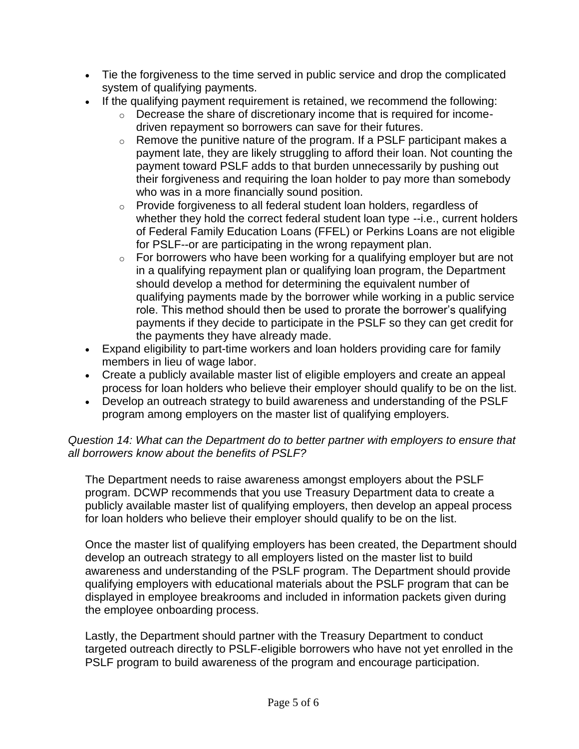- Tie the forgiveness to the time served in public service and drop the complicated system of qualifying payments.
- If the qualifying payment requirement is retained, we recommend the following:
    - Decrease the share of discretionary income that is required for income-driven repayment so borrowers can save for their futures.
    - Remove the punitive nature of the program. If a PSLF participant makes a payment late, they are likely struggling to afford their loan. Not counting the payment toward PSLF adds to that burden unnecessarily by pushing out their forgiveness and requiring the loan holder to pay more than somebody who was in a more financially sound position.
    - Provide forgiveness to all federal student loan holders, regardless of whether they hold the correct federal student loan type --i.e., current holders of Federal Family Education Loans (FFEL) or Perkins Loans are not eligible for PSLF--or are participating in the wrong repayment plan.
    - For borrowers who have been working for a qualifying employer but are not in a qualifying repayment plan or qualifying loan program, the Department should develop a method for determining the equivalent number of qualifying payments made by the borrower while working in a public service role. This method should then be used to prorate the borrower's qualifying payments if they decide to participate in the PSLF so they can get credit for the payments they have already made.
- Expand eligibility to part-time workers and loan holders providing care for family members in lieu of wage labor.
- Create a publicly available master list of eligible employers and create an appeal process for loan holders who believe their employer should qualify to be on the list.
- Develop an outreach strategy to build awareness and understanding of the PSLF program among employers on the master list of qualifying employers.

*Question 14: What can the Department do to better partner with employers to ensure that all borrowers know about the benefits of PSLF?*

The Department needs to raise awareness amongst employers about the PSLF program. DCWP recommends that you use Treasury Department data to create a publicly available master list of qualifying employers, then develop an appeal process for loan holders who believe their employer should qualify to be on the list.

Once the master list of qualifying employers has been created, the Department should develop an outreach strategy to all employers listed on the master list to build awareness and understanding of the PSLF program. The Department should provide qualifying employers with educational materials about the PSLF program that can be displayed in employee breakrooms and included in information packets given during the employee onboarding process.

Lastly, the Department should partner with the Treasury Department to conduct targeted outreach directly to PSLF-eligible borrowers who have not yet enrolled in the PSLF program to build awareness of the program and encourage participation.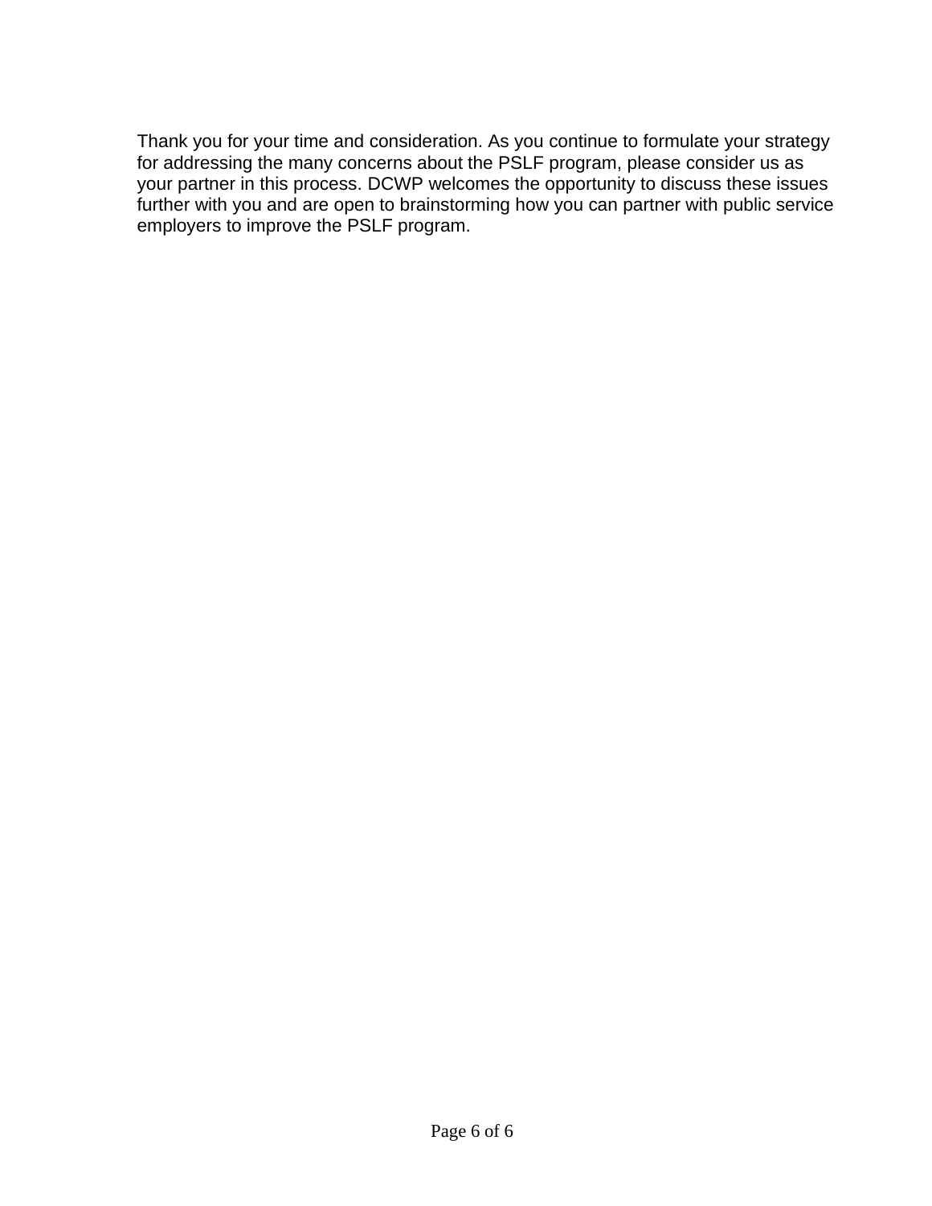Thank you for your time and consideration. As you continue to formulate your strategy for addressing the many concerns about the PSLF program, please consider us as your partner in this process. DCWP welcomes the opportunity to discuss these issues further with you and are open to brainstorming how you can partner with public service employers to improve the PSLF program.